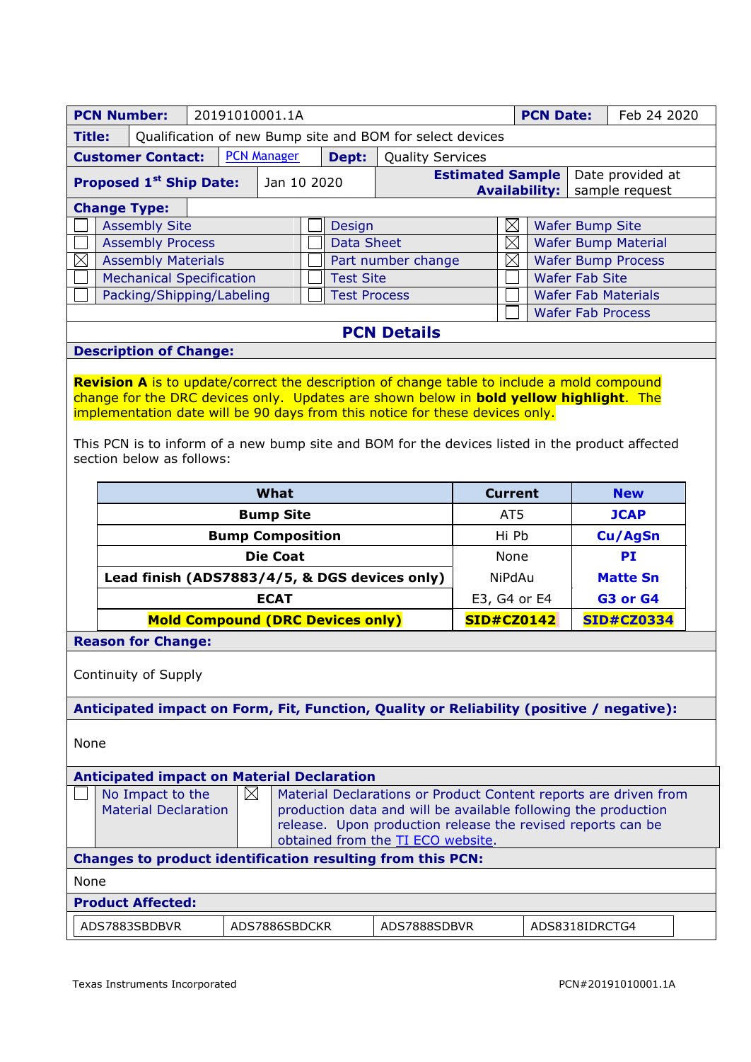| **PCN Number:** | 20191010001.1A | **PCN Date:** | Feb 24 2020 |
|---|---|---|---|
| **Title:** | Qualification of new Bump site and BOM for select devices | | |
| **Customer Contact:** | PCN Manager | **Dept:** | Quality Services |
| **Proposed 1st Ship Date:** | Jan 10 2020 | **Estimated Sample Availability:** | Date provided at sample request |

**Change Type:**

| | | | | | |
|---|---|---|---|---|---|
| ☐ | Assembly Site | ☐ | Design | ☒ | Wafer Bump Site |
| ☐ | Assembly Process | ☐ | Data Sheet | ☒ | Wafer Bump Material |
| ☒ | Assembly Materials | ☐ | Part number change | ☒ | Wafer Bump Process |
| ☐ | Mechanical Specification | ☐ | Test Site | ☐ | Wafer Fab Site |
| ☐ | Packing/Shipping/Labeling | ☐ | Test Process | ☐ | Wafer Fab Materials |
| | | | | ☐ | Wafer Fab Process |

## PCN Details

**Description of Change:**

**Revision A** is to update/correct the description of change table to include a mold compound change for the DRC devices only. Updates are shown below in **bold yellow highlight**. The implementation date will be 90 days from this notice for these devices only.

This PCN is to inform of a new bump site and BOM for the devices listed in the product affected section below as follows:

| What | Current | New |
|---|---|---|
| **Bump Site** | AT5 | **JCAP** |
| **Bump Composition** | Hi Pb | **Cu/AgSn** |
| **Die Coat** | None | **PI** |
| **Lead finish (ADS7883/4/5, & DGS devices only)** | NiPdAu | **Matte Sn** |
| **ECAT** | E3, G4 or E4 | **G3 or G4** |
| **Mold Compound (DRC Devices only)** | **SID#CZ0142** | **SID#CZ0334** |

**Reason for Change:**

Continuity of Supply

**Anticipated impact on Form, Fit, Function, Quality or Reliability (positive / negative):**

None

**Anticipated impact on Material Declaration**

| | | | |
|---|---|---|---|
| ☐ | No Impact to the Material Declaration | ☒ | Material Declarations or Product Content reports are driven from production data and will be available following the production release. Upon production release the revised reports can be obtained from the TI ECO website. |

**Changes to product identification resulting from this PCN:**

None

**Product Affected:**

| | | | |
|---|---|---|---|
| ADS7883SBDBVR | ADS7886SBDCKR | ADS7888SDBVR | ADS8318IDRCTG4 |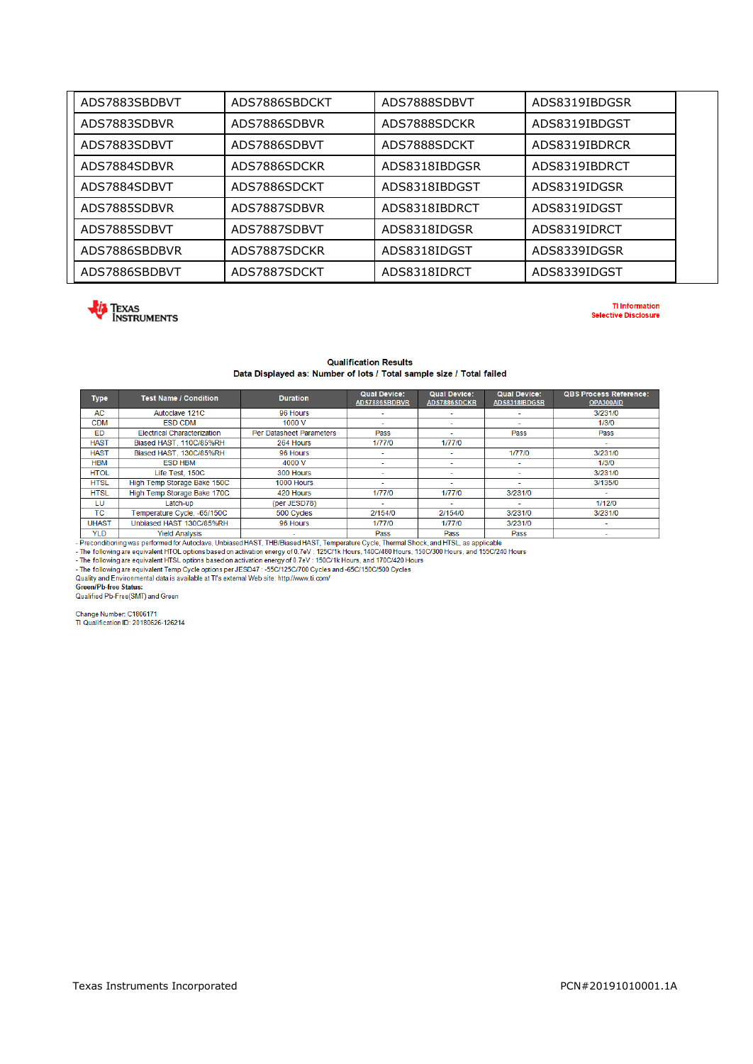| ADS7883SBDBVT | ADS7886SBDCKT | ADS7888SDBVT | ADS8319IBDGSR |
|---|---|---|---|
| ADS7883SDBVR | ADS7886SDBVR | ADS7888SDCKR | ADS8319IBDGST |
| ADS7883SDBVT | ADS7886SDBVT | ADS7888SDCKT | ADS8319IBDRCR |
| ADS7884SDBVR | ADS7886SDCKR | ADS8318IBDGSR | ADS8319IBDRCT |
| ADS7884SDBVT | ADS7886SDCKT | ADS8318IBDGST | ADS8319IDGSR |
| ADS7885SDBVR | ADS7887SDBVR | ADS8318IBDRCT | ADS8319IDGST |
| ADS7885SDBVT | ADS7887SDBVT | ADS8318IDGSR | ADS8319IDRCT |
| ADS7886SBDBVR | ADS7887SDCKR | ADS8318IDGST | ADS8339IDGSR |
| ADS7886SBDBVT | ADS7887SDCKT | ADS8318IDRCT | ADS8339IDGST |

Texas Instruments

TI Information
Selective Disclosure

**Qualification Results**

**Data Displayed as: Number of lots / Total sample size / Total failed**

| Type | Test Name / Condition | Duration | Qual Device: ADS7886SBDBVR | Qual Device: ADS7886SDCKR | Qual Device: ADS8318IBDGSR | QBS Process Reference: OPA300AID |
|---|---|---|---|---|---|---|
| AC | Autoclave 121C | 96 Hours | - | - | - | 3/231/0 |
| CDM | ESD CDM | 1000 V | - | - | - | 1/3/0 |
| ED | Electrical Characterization | Per Datasheet Parameters | Pass | - | Pass | Pass |
| HAST | Biased HAST, 110C/85%RH | 264 Hours | 1/77/0 | 1/77/0 | | - |
| HAST | Biased HAST, 130C/85%RH | 96 Hours | - | - | 1/77/0 | 3/231/0 |
| HBM | ESD HBM | 4000 V | - | - | - | 1/3/0 |
| HTOL | Life Test, 150C | 300 Hours | - | - | - | 3/231/0 |
| HTSL | High Temp Storage Bake 150C | 1000 Hours | - | - | - | 3/135/0 |
| HTSL | High Temp Storage Bake 170C | 420 Hours | 1/77/0 | 1/77/0 | 3/231/0 | - |
| LU | Latch-up | (per JESD78) | - | - | - | 1/12/0 |
| TC | Temperature Cycle, -65/150C | 500 Cycles | 2/154/0 | 2/154/0 | 3/231/0 | 3/231/0 |
| UHAST | Unbiased HAST 130C/85%RH | 96 Hours | 1/77/0 | 1/77/0 | 3/231/0 | - |
| YLD | Yield Analysis | - | Pass | Pass | Pass | - |

- Preconditioning was performed for Autoclave, Unbiased HAST, THB/Biased HAST, Temperature Cycle, Thermal Shock, and HTSL, as applicable
- The following are equivalent HTOL options based on activation energy of 0.7eV : 125C/1k Hours, 140C/480 Hours, 150C/300 Hours, and 155C/240 Hours
- The following are equivalent HTSL options based on activation energy of 0.7eV : 150C/1k Hours, and 170C/420 Hours
- The following are equivalent Temp Cycle options per JESD47 : -55C/125C/700 Cycles and -65C/150C/500 Cycles

Quality and Environmental data is available at TI's external Web site: http://www.ti.com/

**Green/Pb-free Status:**

Qualified Pb-Free(SMT) and Green

Change Number: C1806171
TI Qualification ID: 20180626-126214

Texas Instruments Incorporated PCN#20191010001.1A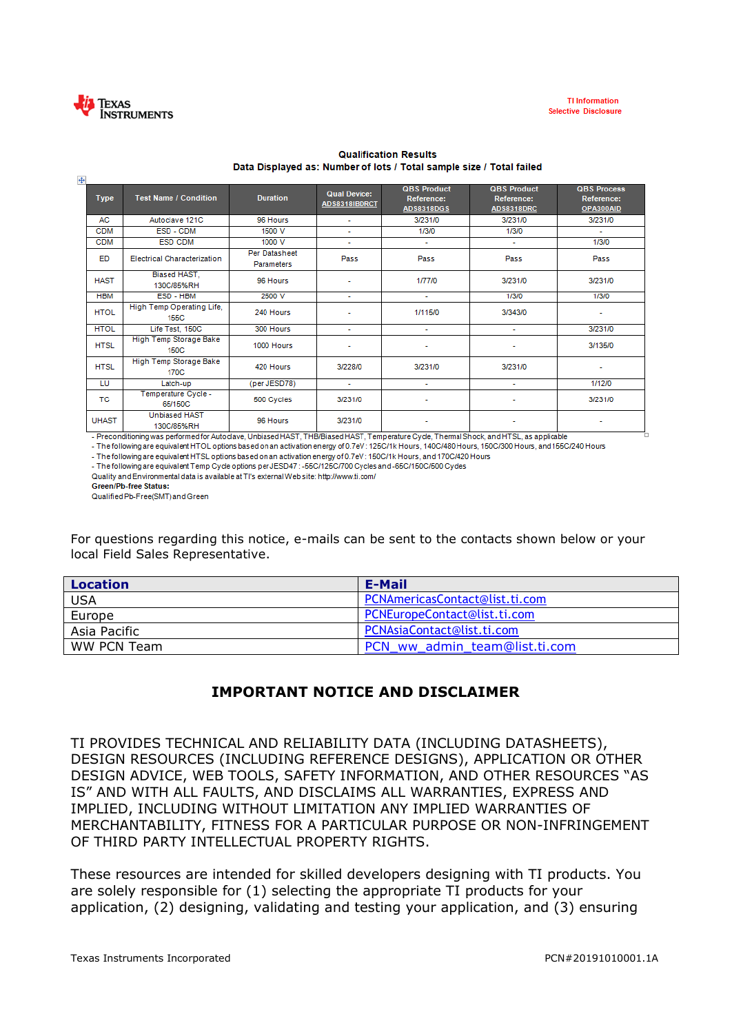TI Information
Selective Disclosure

**Qualification Results**
**Data Displayed as: Number of lots / Total sample size / Total failed**

| Type | Test Name / Condition | Duration | Qual Device: ADS8318IBDRCT | QBS Product Reference: ADS8318DGS | QBS Product Reference: ADS8318DRC | QBS Process Reference: OPA300AID |
|---|---|---|---|---|---|---|
| AC | Autoclave 121C | 96 Hours | - | 3/231/0 | 3/231/0 | 3/231/0 |
| CDM | ESD - CDM | 1500 V | - | 1/3/0 | 1/3/0 | - |
| CDM | ESD CDM | 1000 V | - | - | - | 1/3/0 |
| ED | Electrical Characterization | Per Datasheet Parameters | Pass | Pass | Pass | Pass |
| HAST | Biased HAST, 130C/85%RH | 96 Hours | - | 1/77/0 | 3/231/0 | 3/231/0 |
| HBM | ESD - HBM | 2500 V | - | - | 1/3/0 | 1/3/0 |
| HTOL | High Temp Operating Life, 155C | 240 Hours | - | 1/115/0 | 3/343/0 | - |
| HTOL | Life Test, 150C | 300 Hours | - | - | - | 3/231/0 |
| HTSL | High Temp Storage Bake 150C | 1000 Hours | - | - | - | 3/135/0 |
| HTSL | High Temp Storage Bake 170C | 420 Hours | 3/228/0 | 3/231/0 | 3/231/0 | - |
| LU | Latch-up | (per JESD78) | - | - | - | 1/12/0 |
| TC | Temperature Cycle - 65/150C | 500 Cycles | 3/231/0 | - | - | 3/231/0 |
| UHAST | Unbiased HAST 130C/85%RH | 96 Hours | 3/231/0 | - | - | - |

- Preconditioning was performed for Autoclave, Unbiased HAST, THB/Biased HAST, Temperature Cycle, Thermal Shock, and HTSL, as applicable
- The following are equivalent HTOL options based on an activation energy of 0.7eV: 125C/1k Hours, 140C/480 Hours, 150C/300 Hours, and 155C/240 Hours
- The following are equivalent HTSL options based on an activation energy of 0.7eV: 150C/1k Hours, and 170C/420 Hours
- The following are equivalent Temp Cycle options per JESD47: -55C/125C/700 Cycles and -65C/150C/500 Cycles

Quality and Environmental data is available at TI's external Web site: http://www.ti.com/

**Green/Pb-free Status:**

Qualified Pb-Free(SMT) and Green

For questions regarding this notice, e-mails can be sent to the contacts shown below or your local Field Sales Representative.

| Location | E-Mail |
|---|---|
| USA | PCNAmericasContact@list.ti.com |
| Europe | PCNEuropeContact@list.ti.com |
| Asia Pacific | PCNAsiaContact@list.ti.com |
| WW PCN Team | PCN_ww_admin_team@list.ti.com |

## IMPORTANT NOTICE AND DISCLAIMER

TI PROVIDES TECHNICAL AND RELIABILITY DATA (INCLUDING DATASHEETS), DESIGN RESOURCES (INCLUDING REFERENCE DESIGNS), APPLICATION OR OTHER DESIGN ADVICE, WEB TOOLS, SAFETY INFORMATION, AND OTHER RESOURCES "AS IS" AND WITH ALL FAULTS, AND DISCLAIMS ALL WARRANTIES, EXPRESS AND IMPLIED, INCLUDING WITHOUT LIMITATION ANY IMPLIED WARRANTIES OF MERCHANTABILITY, FITNESS FOR A PARTICULAR PURPOSE OR NON-INFRINGEMENT OF THIRD PARTY INTELLECTUAL PROPERTY RIGHTS.

These resources are intended for skilled developers designing with TI products. You are solely responsible for (1) selecting the appropriate TI products for your application, (2) designing, validating and testing your application, and (3) ensuring

Texas Instruments Incorporated PCN#20191010001.1A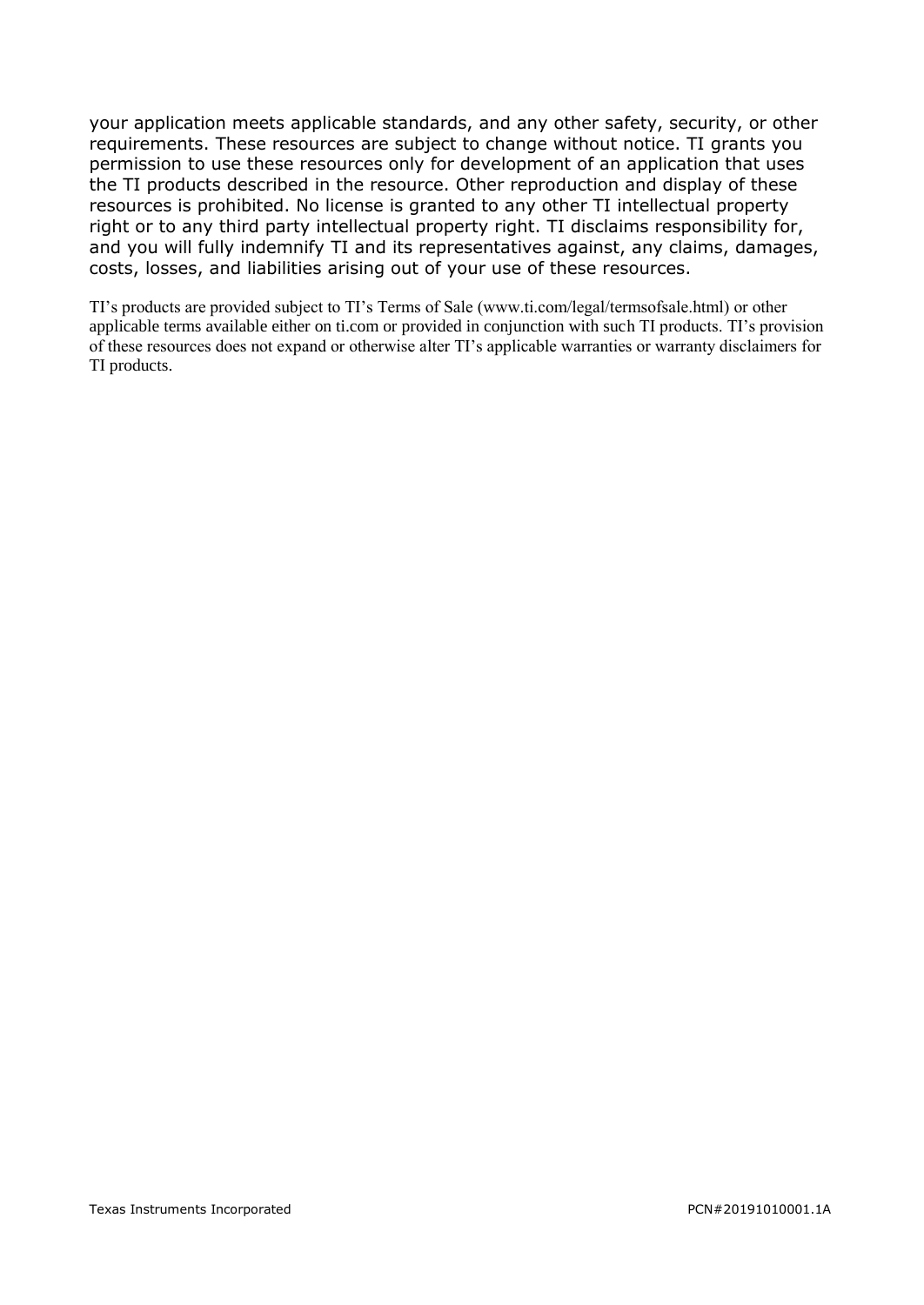your application meets applicable standards, and any other safety, security, or other requirements. These resources are subject to change without notice. TI grants you permission to use these resources only for development of an application that uses the TI products described in the resource. Other reproduction and display of these resources is prohibited. No license is granted to any other TI intellectual property right or to any third party intellectual property right. TI disclaims responsibility for, and you will fully indemnify TI and its representatives against, any claims, damages, costs, losses, and liabilities arising out of your use of these resources.

TI's products are provided subject to TI's Terms of Sale (www.ti.com/legal/termsofsale.html) or other applicable terms available either on ti.com or provided in conjunction with such TI products. TI's provision of these resources does not expand or otherwise alter TI's applicable warranties or warranty disclaimers for TI products.